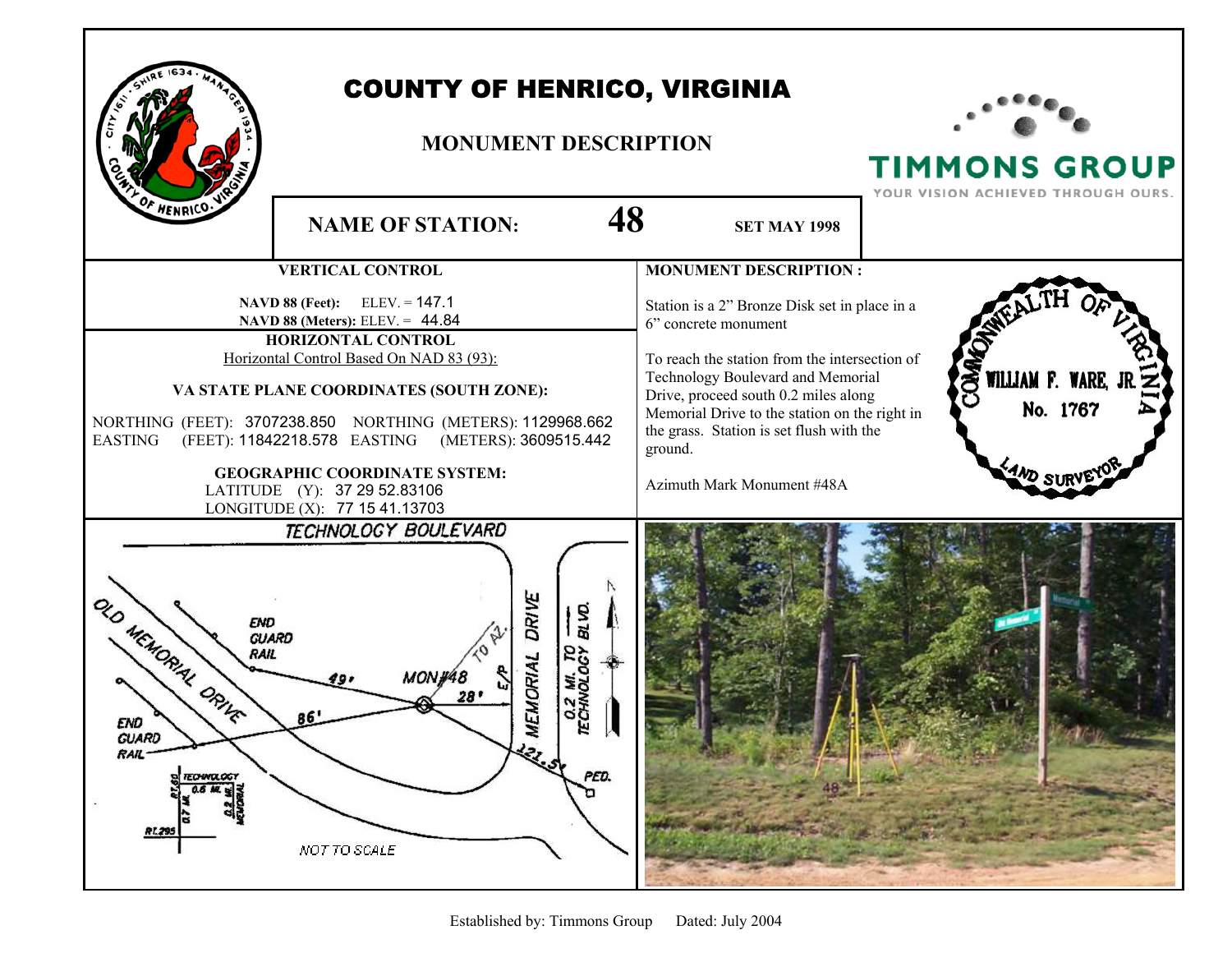# COUNTY OF HENRICO, VIRGINIA

## MONUMENT DESCRIPTION

TIMMONS GROUP
YOUR VISION ACHIEVED THROUGH OURS.

**NAME OF STATION:** **48** **SET MAY 1998**

### VERTICAL CONTROL

**NAVD 88 (Feet):** ELEV. = 147.1
**NAVD 88 (Meters):** ELEV. = 44.84

### HORIZONTAL CONTROL

Horizontal Control Based On NAD 83 (93):

**VA STATE PLANE COORDINATES (SOUTH ZONE):**

NORTHING (FEET): 3707238.850 NORTHING (METERS): 1129968.662
EASTING (FEET): 11842218.578 EASTING (METERS): 3609515.442

**GEOGRAPHIC COORDINATE SYSTEM:**
LATITUDE (Y): 37 29 52.83106
LONGITUDE (X): 77 15 41.13703

### MONUMENT DESCRIPTION :

Station is a 2" Bronze Disk set in place in a 6" concrete monument

To reach the station from the intersection of Technology Boulevard and Memorial Drive, proceed south 0.2 miles along Memorial Drive to the station on the right in the grass. Station is set flush with the ground.

Azimuth Mark Monument #48A

COMMONWEALTH OF VIRGINIA
WILLIAM F. WARE, JR.
No. 1767
LAND SURVEYOR

TECHNOLOGY BOULEVARD
OLD MEMORIAL DRIVE
END GUARD RAIL
49'
MON#48
28'
TO AZ.
E/P
MEMORIAL DRIVE
0.2 MI. TO TECHNOLOGY BLVD.
86'
END GUARD RAIL
121.5'
PED.
TECHNOLOGY 0.6 MI.
RT.60
0.7 MI.
0.2 MI. MEMORIAL
RT.295
NOT TO SCALE

Established by: Timmons Group Dated: July 2004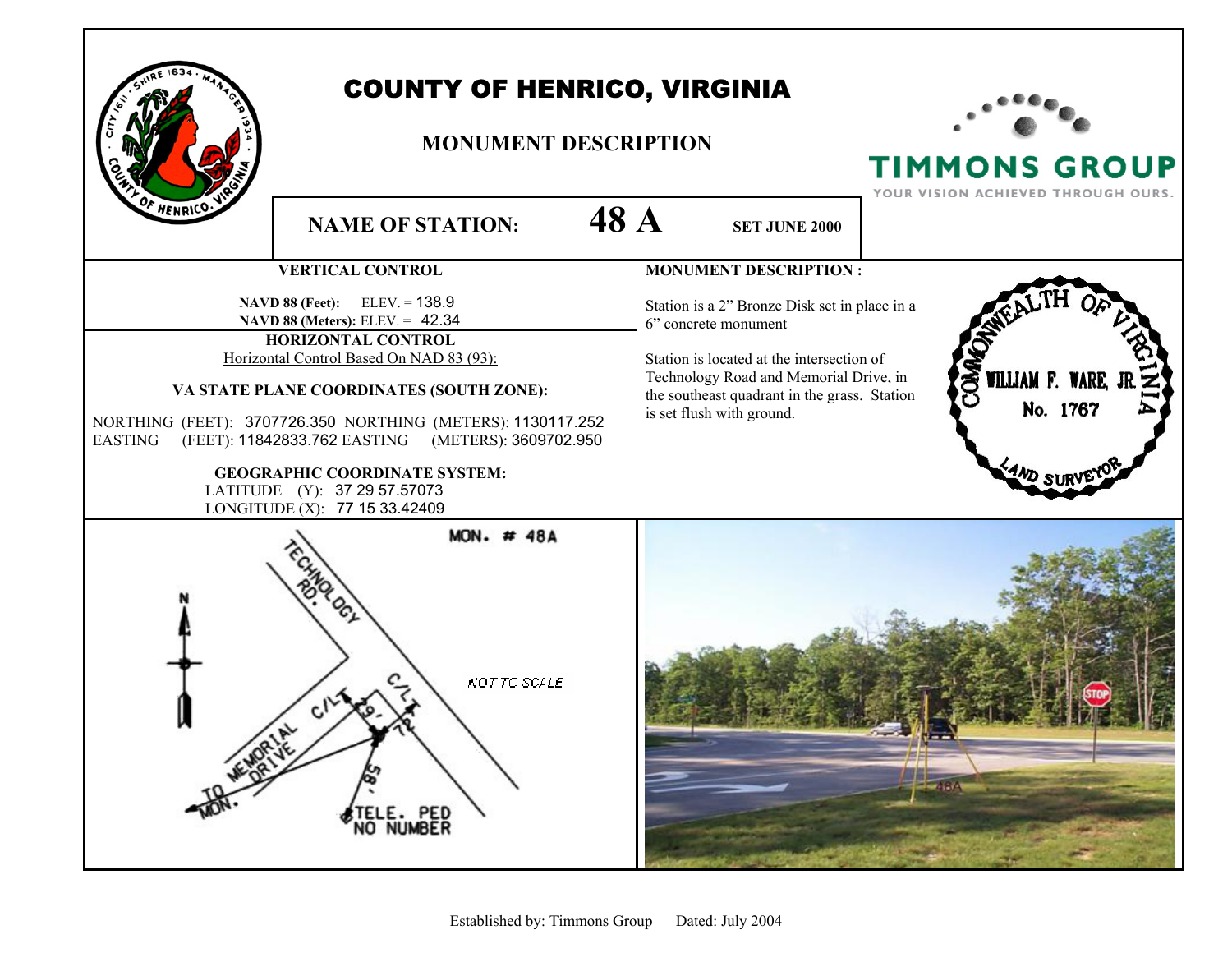# COUNTY OF HENRICO, VIRGINIA

## MONUMENT DESCRIPTION

TIMMONS GROUP
YOUR VISION ACHIEVED THROUGH OURS.

**NAME OF STATION:** **48 A** **SET JUNE 2000**

### VERTICAL CONTROL

**NAVD 88 (Feet):** ELEV. = 138.9
**NAVD 88 (Meters):** ELEV. = 42.34

### HORIZONTAL CONTROL

Horizontal Control Based On NAD 83 (93):

**VA STATE PLANE COORDINATES (SOUTH ZONE):**

NORTHING (FEET): 3707726.350 NORTHING (METERS): 1130117.252
EASTING (FEET): 11842833.762 EASTING (METERS): 3609702.950

**GEOGRAPHIC COORDINATE SYSTEM:**
LATITUDE (Y): 37 29 57.57073
LONGITUDE (X): 77 15 33.42409

### MONUMENT DESCRIPTION :

Station is a 2" Bronze Disk set in place in a 6" concrete monument

Station is located at the intersection of Technology Road and Memorial Drive, in the southeast quadrant in the grass. Station is set flush with ground.

COMMONWEALTH OF VIRGINIA
WILLIAM F. WARE, JR.
No. 1767
LAND SURVEYOR

MON. # 48A
TECHNOLOGY RD.
C/L
C/L
NOT TO SCALE
N
MEMORIAL DRIVE
TO MON.
29'
72'
58'
TELE. PED NO NUMBER

Established by: Timmons Group Dated: July 2004